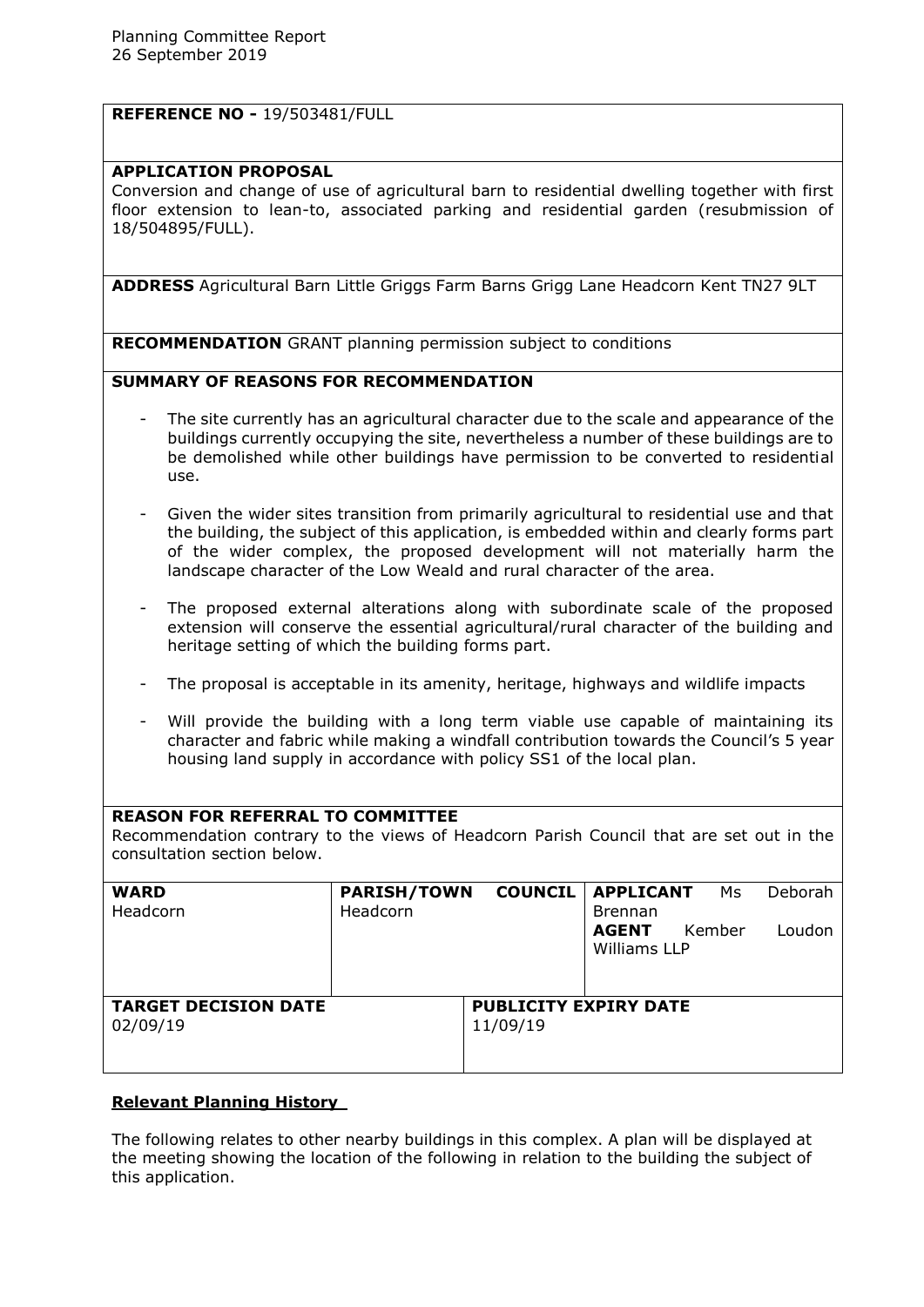Planning Committee Report
26 September 2019

**REFERENCE NO -** 19/503481/FULL

**APPLICATION PROPOSAL**

Conversion and change of use of agricultural barn to residential dwelling together with first floor extension to lean-to, associated parking and residential garden (resubmission of 18/504895/FULL).

**ADDRESS** Agricultural Barn Little Griggs Farm Barns Grigg Lane Headcorn Kent TN27 9LT

**RECOMMENDATION** GRANT planning permission subject to conditions

**SUMMARY OF REASONS FOR RECOMMENDATION**

- The site currently has an agricultural character due to the scale and appearance of the buildings currently occupying the site, nevertheless a number of these buildings are to be demolished while other buildings have permission to be converted to residential use.
- Given the wider sites transition from primarily agricultural to residential use and that the building, the subject of this application, is embedded within and clearly forms part of the wider complex, the proposed development will not materially harm the landscape character of the Low Weald and rural character of the area.
- The proposed external alterations along with subordinate scale of the proposed extension will conserve the essential agricultural/rural character of the building and heritage setting of which the building forms part.
- The proposal is acceptable in its amenity, heritage, highways and wildlife impacts
- Will provide the building with a long term viable use capable of maintaining its character and fabric while making a windfall contribution towards the Council's 5 year housing land supply in accordance with policy SS1 of the local plan.

**REASON FOR REFERRAL TO COMMITTEE**

Recommendation contrary to the views of Headcorn Parish Council that are set out in the consultation section below.

| **WARD** Headcorn | **PARISH/TOWN COUNCIL** Headcorn | **APPLICANT** Ms Deborah Brennan<br>**AGENT** Kember Loudon Williams LLP |
|---|---|---|
| **TARGET DECISION DATE** 02/09/19 | **PUBLICITY EXPIRY DATE** 11/09/19 | |

## Relevant Planning History

The following relates to other nearby buildings in this complex. A plan will be displayed at the meeting showing the location of the following in relation to the building the subject of this application.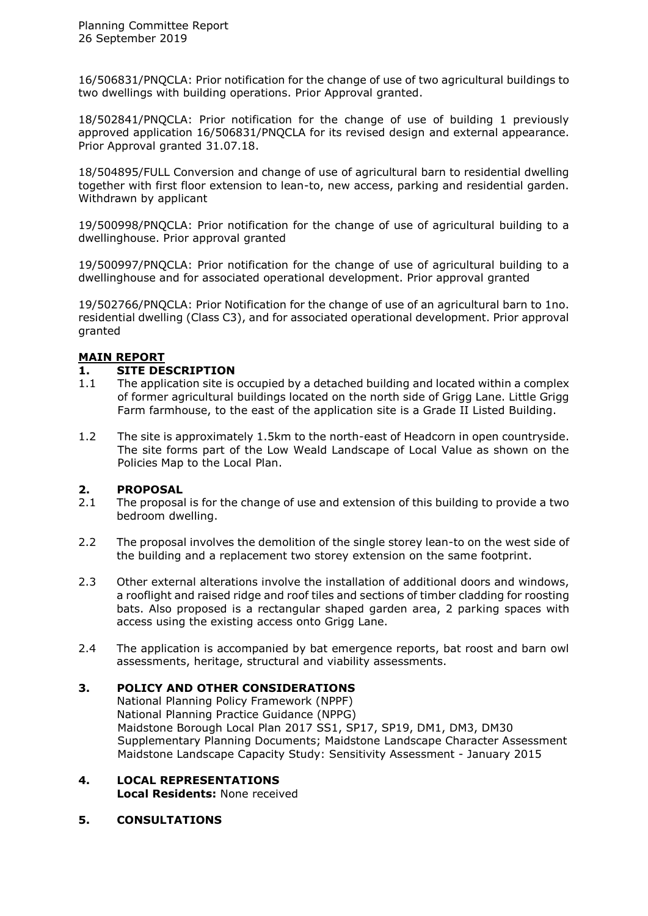16/506831/PNQCLA: Prior notification for the change of use of two agricultural buildings to two dwellings with building operations. Prior Approval granted.

18/502841/PNQCLA: Prior notification for the change of use of building 1 previously approved application 16/506831/PNQCLA for its revised design and external appearance. Prior Approval granted 31.07.18.

18/504895/FULL Conversion and change of use of agricultural barn to residential dwelling together with first floor extension to lean-to, new access, parking and residential garden. Withdrawn by applicant

19/500998/PNQCLA: Prior notification for the change of use of agricultural building to a dwellinghouse. Prior approval granted

19/500997/PNQCLA: Prior notification for the change of use of agricultural building to a dwellinghouse and for associated operational development. Prior approval granted

19/502766/PNQCLA: Prior Notification for the change of use of an agricultural barn to 1no. residential dwelling (Class C3), and for associated operational development. Prior approval granted

## MAIN REPORT

### 1. SITE DESCRIPTION

1.1 The application site is occupied by a detached building and located within a complex of former agricultural buildings located on the north side of Grigg Lane. Little Grigg Farm farmhouse, to the east of the application site is a Grade II Listed Building.

1.2 The site is approximately 1.5km to the north-east of Headcorn in open countryside. The site forms part of the Low Weald Landscape of Local Value as shown on the Policies Map to the Local Plan.

### 2. PROPOSAL

2.1 The proposal is for the change of use and extension of this building to provide a two bedroom dwelling.

2.2 The proposal involves the demolition of the single storey lean-to on the west side of the building and a replacement two storey extension on the same footprint.

2.3 Other external alterations involve the installation of additional doors and windows, a rooflight and raised ridge and roof tiles and sections of timber cladding for roosting bats. Also proposed is a rectangular shaped garden area, 2 parking spaces with access using the existing access onto Grigg Lane.

2.4 The application is accompanied by bat emergence reports, bat roost and barn owl assessments, heritage, structural and viability assessments.

### 3. POLICY AND OTHER CONSIDERATIONS

National Planning Policy Framework (NPPF)
National Planning Practice Guidance (NPPG)
Maidstone Borough Local Plan 2017 SS1, SP17, SP19, DM1, DM3, DM30
Supplementary Planning Documents; Maidstone Landscape Character Assessment
Maidstone Landscape Capacity Study: Sensitivity Assessment - January 2015

### 4. LOCAL REPRESENTATIONS

**Local Residents:** None received

### 5. CONSULTATIONS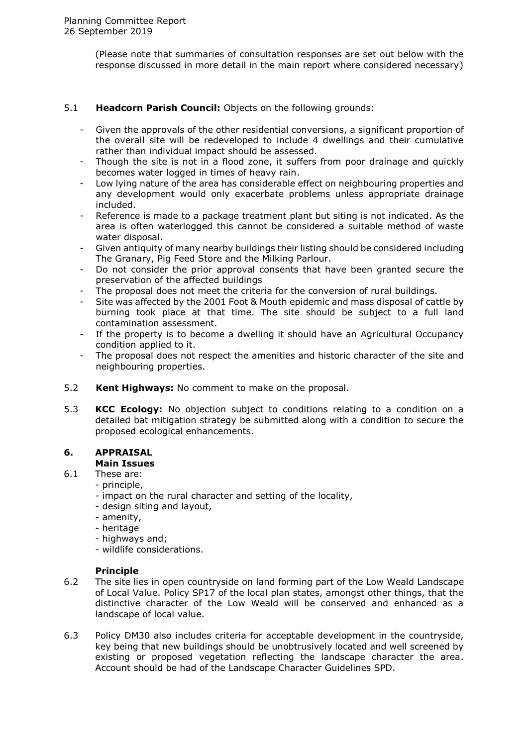(Please note that summaries of consultation responses are set out below with the response discussed in more detail in the main report where considered necessary)

5.1 **Headcorn Parish Council:** Objects on the following grounds:

- Given the approvals of the other residential conversions, a significant proportion of the overall site will be redeveloped to include 4 dwellings and their cumulative rather than individual impact should be assessed.
- Though the site is not in a flood zone, it suffers from poor drainage and quickly becomes water logged in times of heavy rain.
- Low lying nature of the area has considerable effect on neighbouring properties and any development would only exacerbate problems unless appropriate drainage included.
- Reference is made to a package treatment plant but siting is not indicated. As the area is often waterlogged this cannot be considered a suitable method of waste water disposal.
- Given antiquity of many nearby buildings their listing should be considered including The Granary, Pig Feed Store and the Milking Parlour.
- Do not consider the prior approval consents that have been granted secure the preservation of the affected buildings
- The proposal does not meet the criteria for the conversion of rural buildings.
- Site was affected by the 2001 Foot & Mouth epidemic and mass disposal of cattle by burning took place at that time. The site should be subject to a full land contamination assessment.
- If the property is to become a dwelling it should have an Agricultural Occupancy condition applied to it.
- The proposal does not respect the amenities and historic character of the site and neighbouring properties.

5.2 **Kent Highways:** No comment to make on the proposal.

5.3 **KCC Ecology:** No objection subject to conditions relating to a condition on a detailed bat mitigation strategy be submitted along with a condition to secure the proposed ecological enhancements.

## 6. APPRAISAL

### Main Issues

6.1 These are:
- principle,
- impact on the rural character and setting of the locality,
- design siting and layout,
- amenity,
- heritage
- highways and;
- wildlife considerations.

### Principle

6.2 The site lies in open countryside on land forming part of the Low Weald Landscape of Local Value. Policy SP17 of the local plan states, amongst other things, that the distinctive character of the Low Weald will be conserved and enhanced as a landscape of local value.

6.3 Policy DM30 also includes criteria for acceptable development in the countryside, key being that new buildings should be unobtrusively located and well screened by existing or proposed vegetation reflecting the landscape character the area. Account should be had of the Landscape Character Guidelines SPD.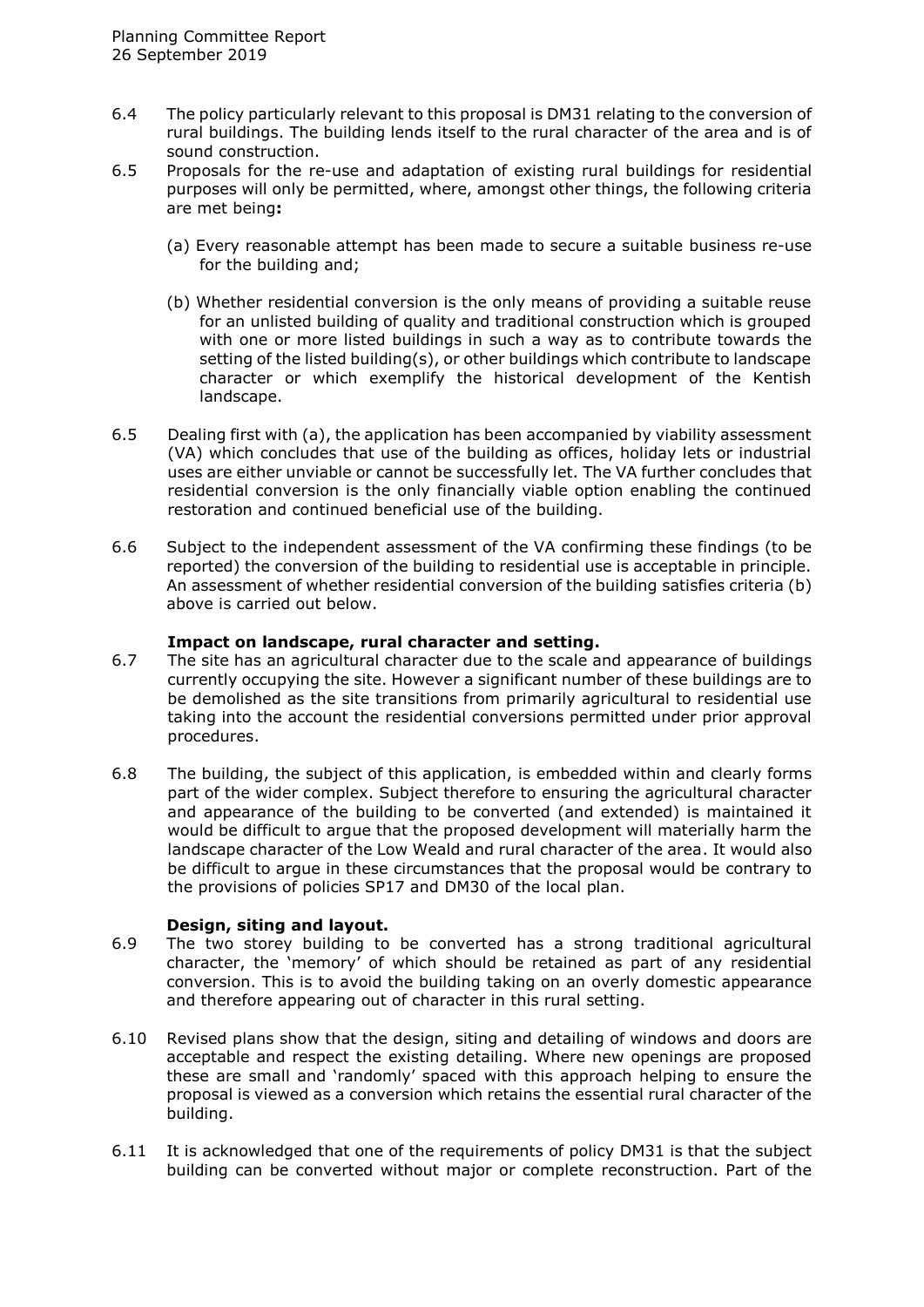6.4 The policy particularly relevant to this proposal is DM31 relating to the conversion of rural buildings. The building lends itself to the rural character of the area and is of sound construction.

6.5 Proposals for the re-use and adaptation of existing rural buildings for residential purposes will only be permitted, where, amongst other things, the following criteria are met being**:**

(a) Every reasonable attempt has been made to secure a suitable business re-use for the building and;

(b) Whether residential conversion is the only means of providing a suitable reuse for an unlisted building of quality and traditional construction which is grouped with one or more listed buildings in such a way as to contribute towards the setting of the listed building(s), or other buildings which contribute to landscape character or which exemplify the historical development of the Kentish landscape.

6.5 Dealing first with (a), the application has been accompanied by viability assessment (VA) which concludes that use of the building as offices, holiday lets or industrial uses are either unviable or cannot be successfully let. The VA further concludes that residential conversion is the only financially viable option enabling the continued restoration and continued beneficial use of the building.

6.6 Subject to the independent assessment of the VA confirming these findings (to be reported) the conversion of the building to residential use is acceptable in principle. An assessment of whether residential conversion of the building satisfies criteria (b) above is carried out below.

**Impact on landscape, rural character and setting.**

6.7 The site has an agricultural character due to the scale and appearance of buildings currently occupying the site. However a significant number of these buildings are to be demolished as the site transitions from primarily agricultural to residential use taking into the account the residential conversions permitted under prior approval procedures.

6.8 The building, the subject of this application, is embedded within and clearly forms part of the wider complex. Subject therefore to ensuring the agricultural character and appearance of the building to be converted (and extended) is maintained it would be difficult to argue that the proposed development will materially harm the landscape character of the Low Weald and rural character of the area. It would also be difficult to argue in these circumstances that the proposal would be contrary to the provisions of policies SP17 and DM30 of the local plan.

**Design, siting and layout.**

6.9 The two storey building to be converted has a strong traditional agricultural character, the 'memory' of which should be retained as part of any residential conversion. This is to avoid the building taking on an overly domestic appearance and therefore appearing out of character in this rural setting.

6.10 Revised plans show that the design, siting and detailing of windows and doors are acceptable and respect the existing detailing. Where new openings are proposed these are small and 'randomly' spaced with this approach helping to ensure the proposal is viewed as a conversion which retains the essential rural character of the building.

6.11 It is acknowledged that one of the requirements of policy DM31 is that the subject building can be converted without major or complete reconstruction. Part of the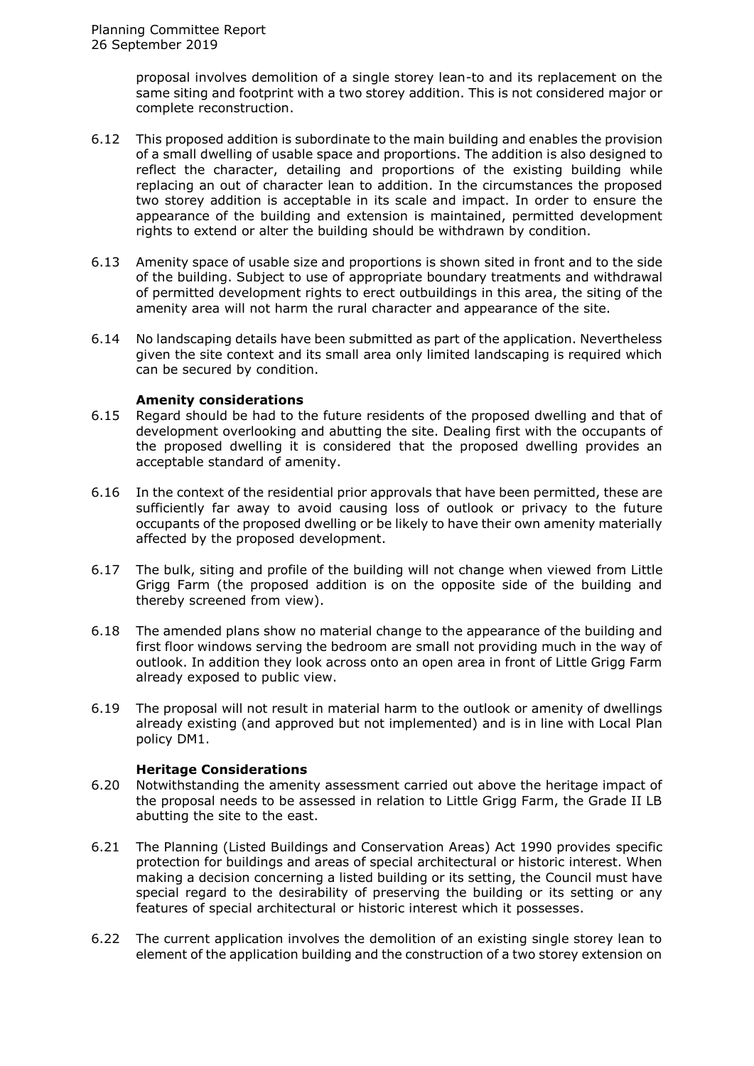proposal involves demolition of a single storey lean-to and its replacement on the same siting and footprint with a two storey addition. This is not considered major or complete reconstruction.

6.12 This proposed addition is subordinate to the main building and enables the provision of a small dwelling of usable space and proportions. The addition is also designed to reflect the character, detailing and proportions of the existing building while replacing an out of character lean to addition. In the circumstances the proposed two storey addition is acceptable in its scale and impact. In order to ensure the appearance of the building and extension is maintained, permitted development rights to extend or alter the building should be withdrawn by condition.

6.13 Amenity space of usable size and proportions is shown sited in front and to the side of the building. Subject to use of appropriate boundary treatments and withdrawal of permitted development rights to erect outbuildings in this area, the siting of the amenity area will not harm the rural character and appearance of the site.

6.14 No landscaping details have been submitted as part of the application. Nevertheless given the site context and its small area only limited landscaping is required which can be secured by condition.

**Amenity considerations**

6.15 Regard should be had to the future residents of the proposed dwelling and that of development overlooking and abutting the site. Dealing first with the occupants of the proposed dwelling it is considered that the proposed dwelling provides an acceptable standard of amenity.

6.16 In the context of the residential prior approvals that have been permitted, these are sufficiently far away to avoid causing loss of outlook or privacy to the future occupants of the proposed dwelling or be likely to have their own amenity materially affected by the proposed development.

6.17 The bulk, siting and profile of the building will not change when viewed from Little Grigg Farm (the proposed addition is on the opposite side of the building and thereby screened from view).

6.18 The amended plans show no material change to the appearance of the building and first floor windows serving the bedroom are small not providing much in the way of outlook. In addition they look across onto an open area in front of Little Grigg Farm already exposed to public view.

6.19 The proposal will not result in material harm to the outlook or amenity of dwellings already existing (and approved but not implemented) and is in line with Local Plan policy DM1.

**Heritage Considerations**

6.20 Notwithstanding the amenity assessment carried out above the heritage impact of the proposal needs to be assessed in relation to Little Grigg Farm, the Grade II LB abutting the site to the east.

6.21 The Planning (Listed Buildings and Conservation Areas) Act 1990 provides specific protection for buildings and areas of special architectural or historic interest. When making a decision concerning a listed building or its setting, the Council must have special regard to the desirability of preserving the building or its setting or any features of special architectural or historic interest which it possesses.

6.22 The current application involves the demolition of an existing single storey lean to element of the application building and the construction of a two storey extension on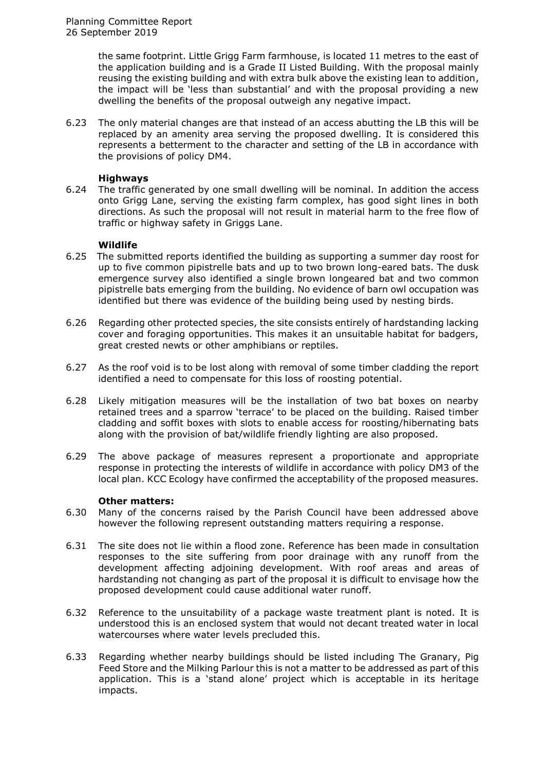the same footprint. Little Grigg Farm farmhouse, is located 11 metres to the east of the application building and is a Grade II Listed Building. With the proposal mainly reusing the existing building and with extra bulk above the existing lean to addition, the impact will be 'less than substantial' and with the proposal providing a new dwelling the benefits of the proposal outweigh any negative impact.

6.23 The only material changes are that instead of an access abutting the LB this will be replaced by an amenity area serving the proposed dwelling. It is considered this represents a betterment to the character and setting of the LB in accordance with the provisions of policy DM4.

**Highways**

6.24 The traffic generated by one small dwelling will be nominal. In addition the access onto Grigg Lane, serving the existing farm complex, has good sight lines in both directions. As such the proposal will not result in material harm to the free flow of traffic or highway safety in Griggs Lane.

**Wildlife**

6.25 The submitted reports identified the building as supporting a summer day roost for up to five common pipistrelle bats and up to two brown long-eared bats. The dusk emergence survey also identified a single brown longeared bat and two common pipistrelle bats emerging from the building. No evidence of barn owl occupation was identified but there was evidence of the building being used by nesting birds.

6.26 Regarding other protected species, the site consists entirely of hardstanding lacking cover and foraging opportunities. This makes it an unsuitable habitat for badgers, great crested newts or other amphibians or reptiles.

6.27 As the roof void is to be lost along with removal of some timber cladding the report identified a need to compensate for this loss of roosting potential.

6.28 Likely mitigation measures will be the installation of two bat boxes on nearby retained trees and a sparrow 'terrace' to be placed on the building. Raised timber cladding and soffit boxes with slots to enable access for roosting/hibernating bats along with the provision of bat/wildlife friendly lighting are also proposed.

6.29 The above package of measures represent a proportionate and appropriate response in protecting the interests of wildlife in accordance with policy DM3 of the local plan. KCC Ecology have confirmed the acceptability of the proposed measures.

**Other matters:**

6.30 Many of the concerns raised by the Parish Council have been addressed above however the following represent outstanding matters requiring a response.

6.31 The site does not lie within a flood zone. Reference has been made in consultation responses to the site suffering from poor drainage with any runoff from the development affecting adjoining development. With roof areas and areas of hardstanding not changing as part of the proposal it is difficult to envisage how the proposed development could cause additional water runoff.

6.32 Reference to the unsuitability of a package waste treatment plant is noted. It is understood this is an enclosed system that would not decant treated water in local watercourses where water levels precluded this.

6.33 Regarding whether nearby buildings should be listed including The Granary, Pig Feed Store and the Milking Parlour this is not a matter to be addressed as part of this application. This is a 'stand alone' project which is acceptable in its heritage impacts.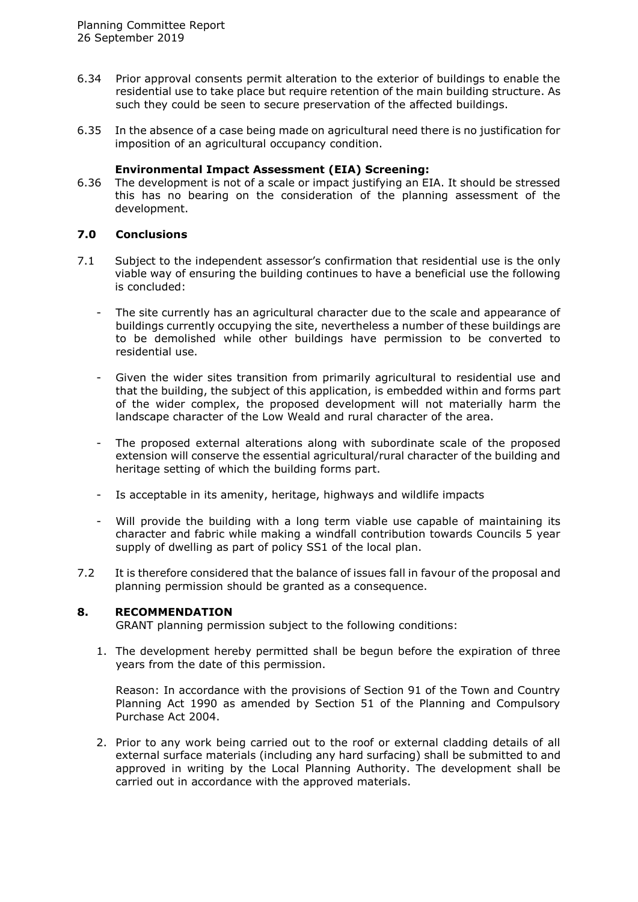6.34 Prior approval consents permit alteration to the exterior of buildings to enable the residential use to take place but require retention of the main building structure. As such they could be seen to secure preservation of the affected buildings.

6.35 In the absence of a case being made on agricultural need there is no justification for imposition of an agricultural occupancy condition.

**Environmental Impact Assessment (EIA) Screening:**

6.36 The development is not of a scale or impact justifying an EIA. It should be stressed this has no bearing on the consideration of the planning assessment of the development.

## 7.0 Conclusions

7.1 Subject to the independent assessor's confirmation that residential use is the only viable way of ensuring the building continues to have a beneficial use the following is concluded:

- The site currently has an agricultural character due to the scale and appearance of buildings currently occupying the site, nevertheless a number of these buildings are to be demolished while other buildings have permission to be converted to residential use.
- Given the wider sites transition from primarily agricultural to residential use and that the building, the subject of this application, is embedded within and forms part of the wider complex, the proposed development will not materially harm the landscape character of the Low Weald and rural character of the area.
- The proposed external alterations along with subordinate scale of the proposed extension will conserve the essential agricultural/rural character of the building and heritage setting of which the building forms part.
- Is acceptable in its amenity, heritage, highways and wildlife impacts
- Will provide the building with a long term viable use capable of maintaining its character and fabric while making a windfall contribution towards Councils 5 year supply of dwelling as part of policy SS1 of the local plan.

7.2 It is therefore considered that the balance of issues fall in favour of the proposal and planning permission should be granted as a consequence.

## 8. RECOMMENDATION

GRANT planning permission subject to the following conditions:

1. The development hereby permitted shall be begun before the expiration of three years from the date of this permission.

   Reason: In accordance with the provisions of Section 91 of the Town and Country Planning Act 1990 as amended by Section 51 of the Planning and Compulsory Purchase Act 2004.

2. Prior to any work being carried out to the roof or external cladding details of all external surface materials (including any hard surfacing) shall be submitted to and approved in writing by the Local Planning Authority. The development shall be carried out in accordance with the approved materials.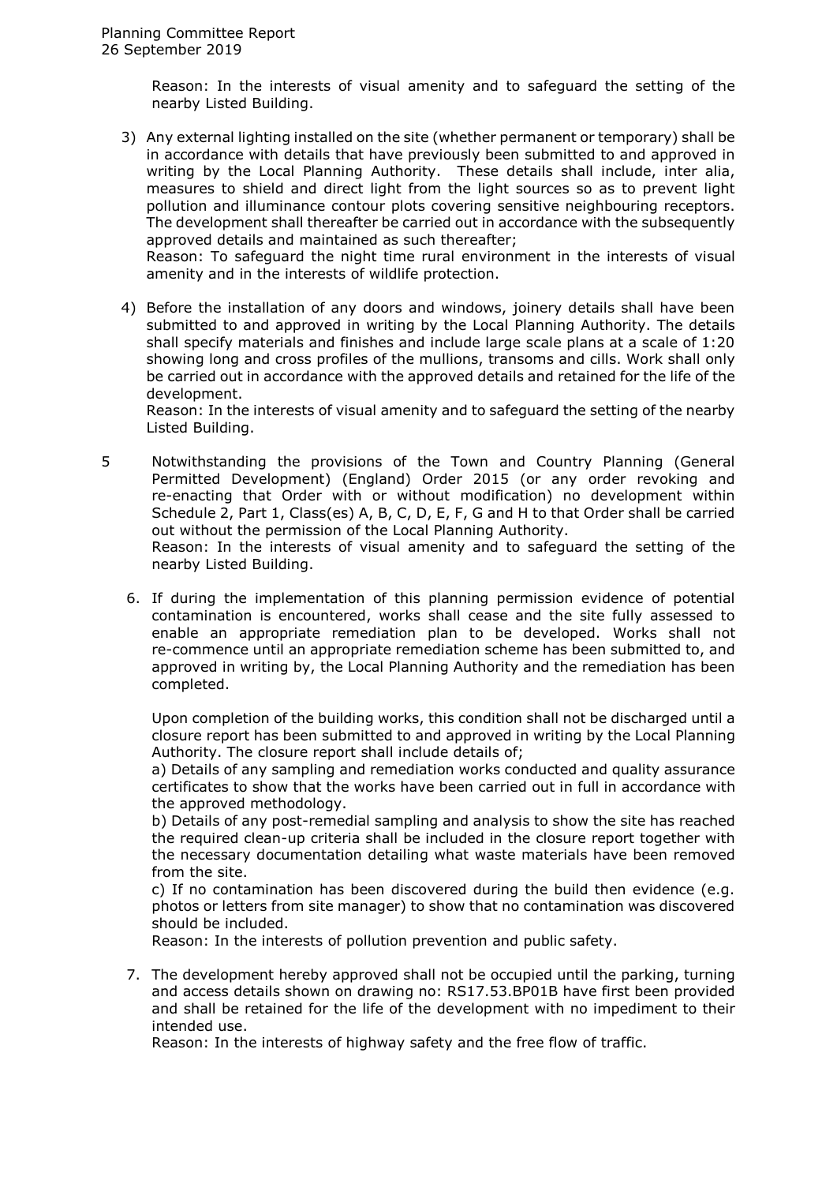Reason: In the interests of visual amenity and to safeguard the setting of the nearby Listed Building.

3) Any external lighting installed on the site (whether permanent or temporary) shall be in accordance with details that have previously been submitted to and approved in writing by the Local Planning Authority. These details shall include, inter alia, measures to shield and direct light from the light sources so as to prevent light pollution and illuminance contour plots covering sensitive neighbouring receptors. The development shall thereafter be carried out in accordance with the subsequently approved details and maintained as such thereafter;
Reason: To safeguard the night time rural environment in the interests of visual amenity and in the interests of wildlife protection.

4) Before the installation of any doors and windows, joinery details shall have been submitted to and approved in writing by the Local Planning Authority. The details shall specify materials and finishes and include large scale plans at a scale of 1:20 showing long and cross profiles of the mullions, transoms and cills. Work shall only be carried out in accordance with the approved details and retained for the life of the development.
Reason: In the interests of visual amenity and to safeguard the setting of the nearby Listed Building.

5 Notwithstanding the provisions of the Town and Country Planning (General Permitted Development) (England) Order 2015 (or any order revoking and re-enacting that Order with or without modification) no development within Schedule 2, Part 1, Class(es) A, B, C, D, E, F, G and H to that Order shall be carried out without the permission of the Local Planning Authority.
Reason: In the interests of visual amenity and to safeguard the setting of the nearby Listed Building.

6. If during the implementation of this planning permission evidence of potential contamination is encountered, works shall cease and the site fully assessed to enable an appropriate remediation plan to be developed. Works shall not re-commence until an appropriate remediation scheme has been submitted to, and approved in writing by, the Local Planning Authority and the remediation has been completed.

   Upon completion of the building works, this condition shall not be discharged until a closure report has been submitted to and approved in writing by the Local Planning Authority. The closure report shall include details of;
   a) Details of any sampling and remediation works conducted and quality assurance certificates to show that the works have been carried out in full in accordance with the approved methodology.
   b) Details of any post-remedial sampling and analysis to show the site has reached the required clean-up criteria shall be included in the closure report together with the necessary documentation detailing what waste materials have been removed from the site.
   c) If no contamination has been discovered during the build then evidence (e.g. photos or letters from site manager) to show that no contamination was discovered should be included.
   Reason: In the interests of pollution prevention and public safety.

7. The development hereby approved shall not be occupied until the parking, turning and access details shown on drawing no: RS17.53.BP01B have first been provided and shall be retained for the life of the development with no impediment to their intended use.
   Reason: In the interests of highway safety and the free flow of traffic.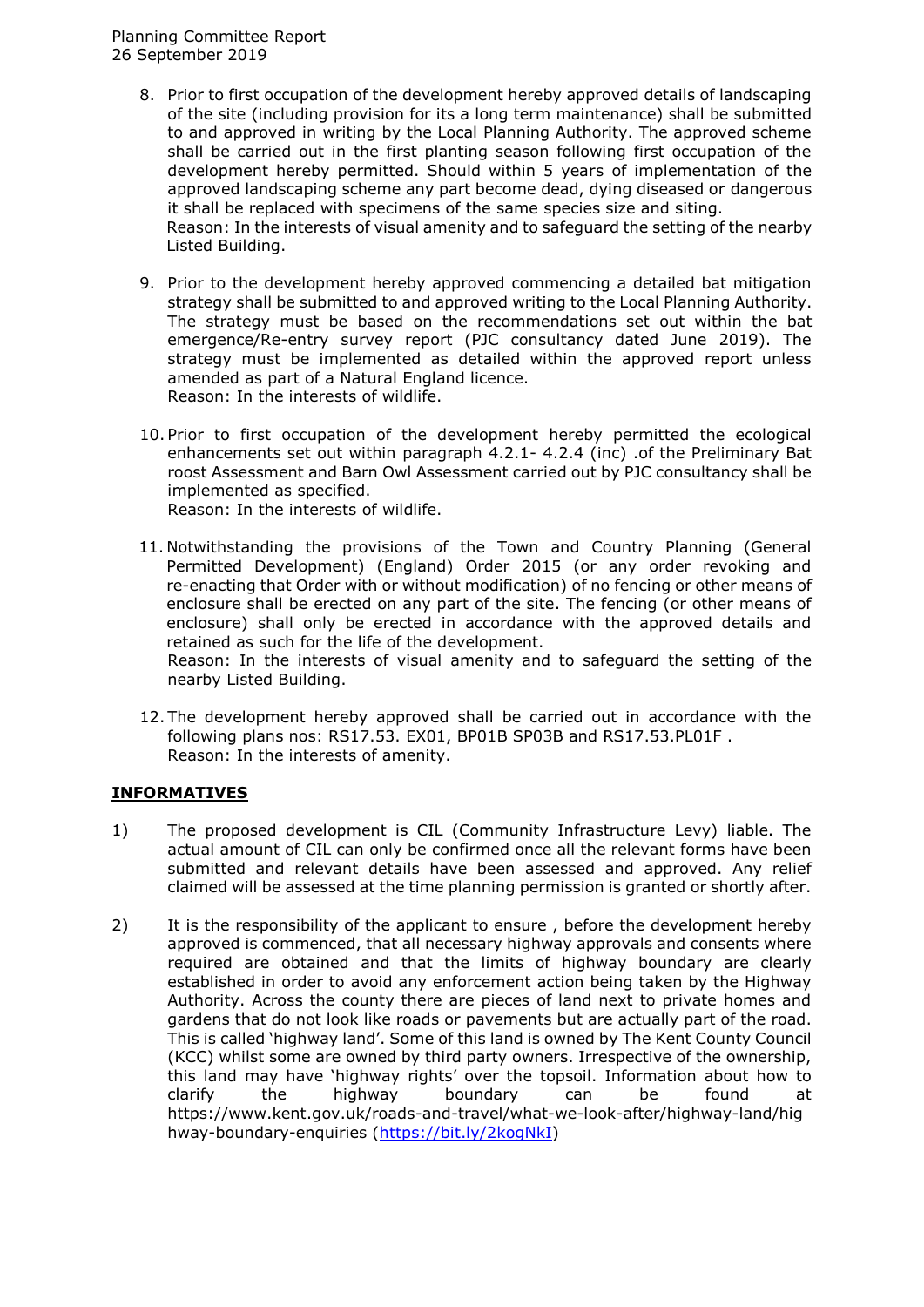8. Prior to first occupation of the development hereby approved details of landscaping of the site (including provision for its a long term maintenance) shall be submitted to and approved in writing by the Local Planning Authority. The approved scheme shall be carried out in the first planting season following first occupation of the development hereby permitted. Should within 5 years of implementation of the approved landscaping scheme any part become dead, dying diseased or dangerous it shall be replaced with specimens of the same species size and siting.
   Reason: In the interests of visual amenity and to safeguard the setting of the nearby Listed Building.

9. Prior to the development hereby approved commencing a detailed bat mitigation strategy shall be submitted to and approved writing to the Local Planning Authority. The strategy must be based on the recommendations set out within the bat emergence/Re-entry survey report (PJC consultancy dated June 2019). The strategy must be implemented as detailed within the approved report unless amended as part of a Natural England licence.
   Reason: In the interests of wildlife.

10. Prior to first occupation of the development hereby permitted the ecological enhancements set out within paragraph 4.2.1- 4.2.4 (inc) .of the Preliminary Bat roost Assessment and Barn Owl Assessment carried out by PJC consultancy shall be implemented as specified.
    Reason: In the interests of wildlife.

11. Notwithstanding the provisions of the Town and Country Planning (General Permitted Development) (England) Order 2015 (or any order revoking and re-enacting that Order with or without modification) of no fencing or other means of enclosure shall be erected on any part of the site. The fencing (or other means of enclosure) shall only be erected in accordance with the approved details and retained as such for the life of the development.
    Reason: In the interests of visual amenity and to safeguard the setting of the nearby Listed Building.

12. The development hereby approved shall be carried out in accordance with the following plans nos: RS17.53. EX01, BP01B SP03B and RS17.53.PL01F .
    Reason: In the interests of amenity.

## INFORMATIVES

1) The proposed development is CIL (Community Infrastructure Levy) liable. The actual amount of CIL can only be confirmed once all the relevant forms have been submitted and relevant details have been assessed and approved. Any relief claimed will be assessed at the time planning permission is granted or shortly after.

2) It is the responsibility of the applicant to ensure , before the development hereby approved is commenced, that all necessary highway approvals and consents where required are obtained and that the limits of highway boundary are clearly established in order to avoid any enforcement action being taken by the Highway Authority. Across the county there are pieces of land next to private homes and gardens that do not look like roads or pavements but are actually part of the road. This is called 'highway land'. Some of this land is owned by The Kent County Council (KCC) whilst some are owned by third party owners. Irrespective of the ownership, this land may have 'highway rights' over the topsoil. Information about how to clarify the highway boundary can be found at https://www.kent.gov.uk/roads-and-travel/what-we-look-after/highway-land/highway-boundary-enquiries (https://bit.ly/2kogNkI)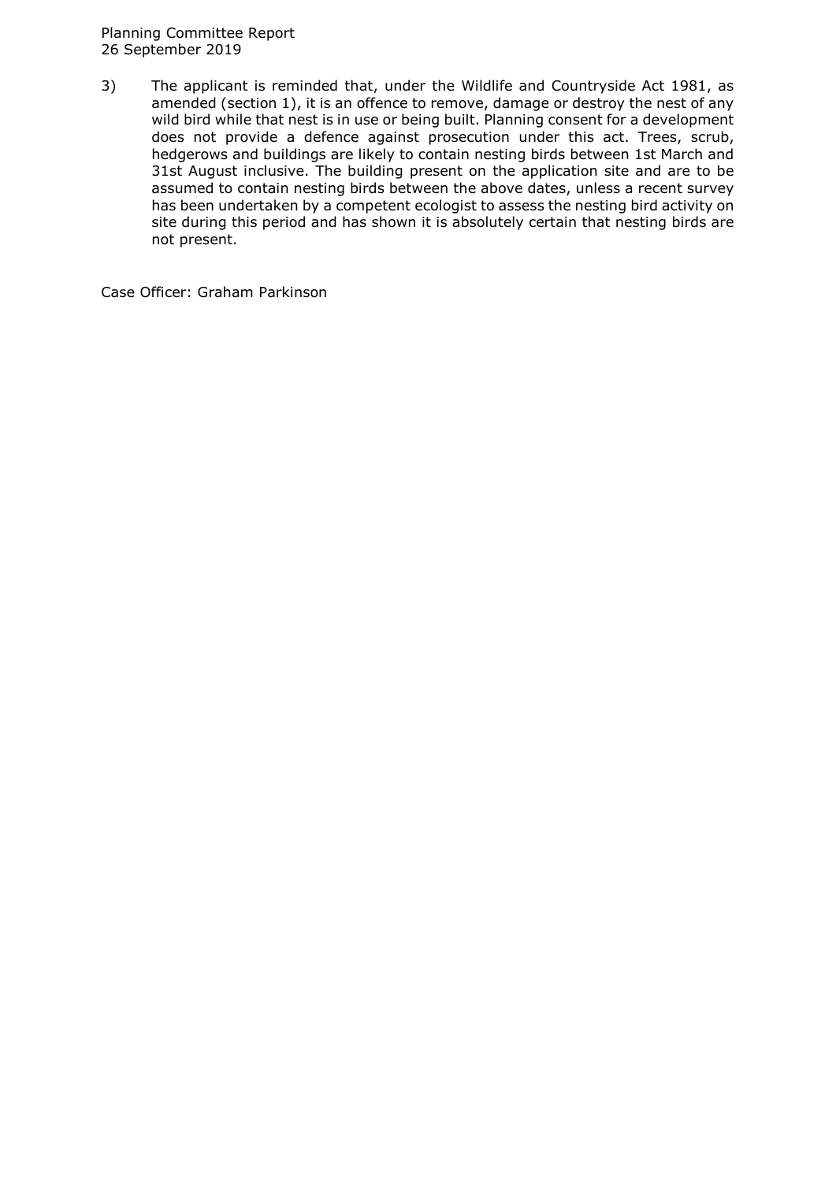3) The applicant is reminded that, under the Wildlife and Countryside Act 1981, as amended (section 1), it is an offence to remove, damage or destroy the nest of any wild bird while that nest is in use or being built. Planning consent for a development does not provide a defence against prosecution under this act. Trees, scrub, hedgerows and buildings are likely to contain nesting birds between 1st March and 31st August inclusive. The building present on the application site and are to be assumed to contain nesting birds between the above dates, unless a recent survey has been undertaken by a competent ecologist to assess the nesting bird activity on site during this period and has shown it is absolutely certain that nesting birds are not present.

Case Officer: Graham Parkinson